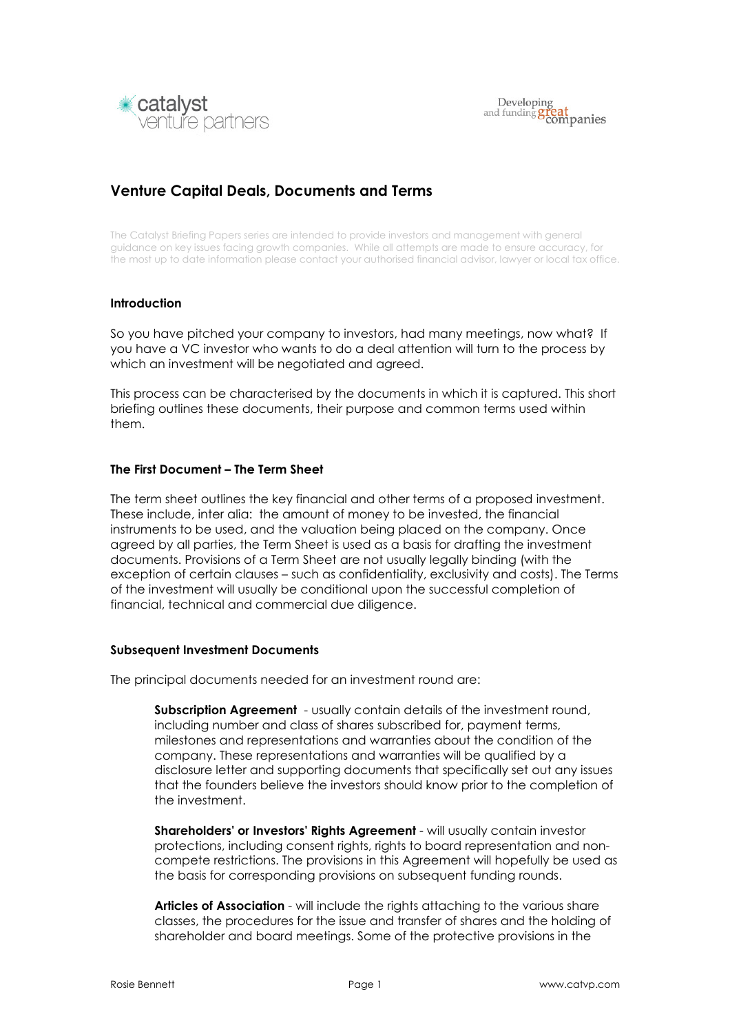# Venture Capital Deals, Documents and Terms

The Catalyst Briefing Papers series are intended to provide investors and management with general guidance on key issues facing growth companies. While all attempts are made to ensure accuracy, for the most up to date information please contact your authorised financial advisor, lawyer or local tax office.

### Introduction

So you have pitched your company to investors, had many meetings, now what? If you have a VC investor who wants to do a deal attention will turn to the process by which an investment will be negotiated and agreed.

This process can be characterised by the documents in which it is captured. This short briefing outlines these documents, their purpose and common terms used within them.

### The First Document – The Term Sheet

The term sheet outlines the key financial and other terms of a proposed investment. These include, inter alia: the amount of money to be invested, the financial instruments to be used, and the valuation being placed on the company. Once agreed by all parties, the Term Sheet is used as a basis for drafting the investment documents. Provisions of a Term Sheet are not usually legally binding (with the exception of certain clauses – such as confidentiality, exclusivity and costs). The Terms of the investment will usually be conditional upon the successful completion of financial, technical and commercial due diligence.

### Subsequent Investment Documents

The principal documents needed for an investment round are:

**Subscription Agreement** - usually contain details of the investment round, including number and class of shares subscribed for, payment terms, milestones and representations and warranties about the condition of the company. These representations and warranties will be qualified by a disclosure letter and supporting documents that specifically set out any issues that the founders believe the investors should know prior to the completion of the investment.

**Shareholders' or Investors' Rights Agreement** - will usually contain investor protections, including consent rights, rights to board representation and non-compete restrictions. The provisions in this Agreement will hopefully be used as the basis for corresponding provisions on subsequent funding rounds.

**Articles of Association** - will include the rights attaching to the various share classes, the procedures for the issue and transfer of shares and the holding of shareholder and board meetings. Some of the protective provisions in the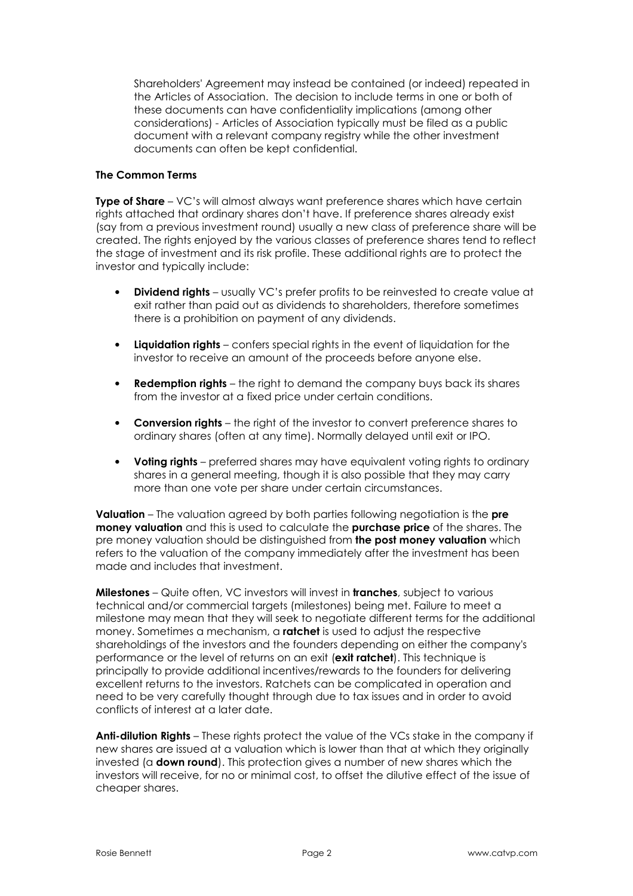Shareholders' Agreement may instead be contained (or indeed) repeated in the Articles of Association. The decision to include terms in one or both of these documents can have confidentiality implications (among other considerations) - Articles of Association typically must be filed as a public document with a relevant company registry while the other investment documents can often be kept confidential.

**The Common Terms**

**Type of Share** – VC's will almost always want preference shares which have certain rights attached that ordinary shares don't have. If preference shares already exist (say from a previous investment round) usually a new class of preference share will be created. The rights enjoyed by the various classes of preference shares tend to reflect the stage of investment and its risk profile. These additional rights are to protect the investor and typically include:

- **Dividend rights** – usually VC's prefer profits to be reinvested to create value at exit rather than paid out as dividends to shareholders, therefore sometimes there is a prohibition on payment of any dividends.
- **Liquidation rights** – confers special rights in the event of liquidation for the investor to receive an amount of the proceeds before anyone else.
- **Redemption rights** – the right to demand the company buys back its shares from the investor at a fixed price under certain conditions.
- **Conversion rights** – the right of the investor to convert preference shares to ordinary shares (often at any time). Normally delayed until exit or IPO.
- **Voting rights** – preferred shares may have equivalent voting rights to ordinary shares in a general meeting, though it is also possible that they may carry more than one vote per share under certain circumstances.

**Valuation** – The valuation agreed by both parties following negotiation is the **pre money valuation** and this is used to calculate the **purchase price** of the shares. The pre money valuation should be distinguished from **the post money valuation** which refers to the valuation of the company immediately after the investment has been made and includes that investment.

**Milestones** – Quite often, VC investors will invest in **tranches**, subject to various technical and/or commercial targets (milestones) being met. Failure to meet a milestone may mean that they will seek to negotiate different terms for the additional money. Sometimes a mechanism, a **ratchet** is used to adjust the respective shareholdings of the investors and the founders depending on either the company's performance or the level of returns on an exit (**exit ratchet**). This technique is principally to provide additional incentives/rewards to the founders for delivering excellent returns to the investors. Ratchets can be complicated in operation and need to be very carefully thought through due to tax issues and in order to avoid conflicts of interest at a later date.

**Anti-dilution Rights** – These rights protect the value of the VCs stake in the company if new shares are issued at a valuation which is lower than that at which they originally invested (a **down round**). This protection gives a number of new shares which the investors will receive, for no or minimal cost, to offset the dilutive effect of the issue of cheaper shares.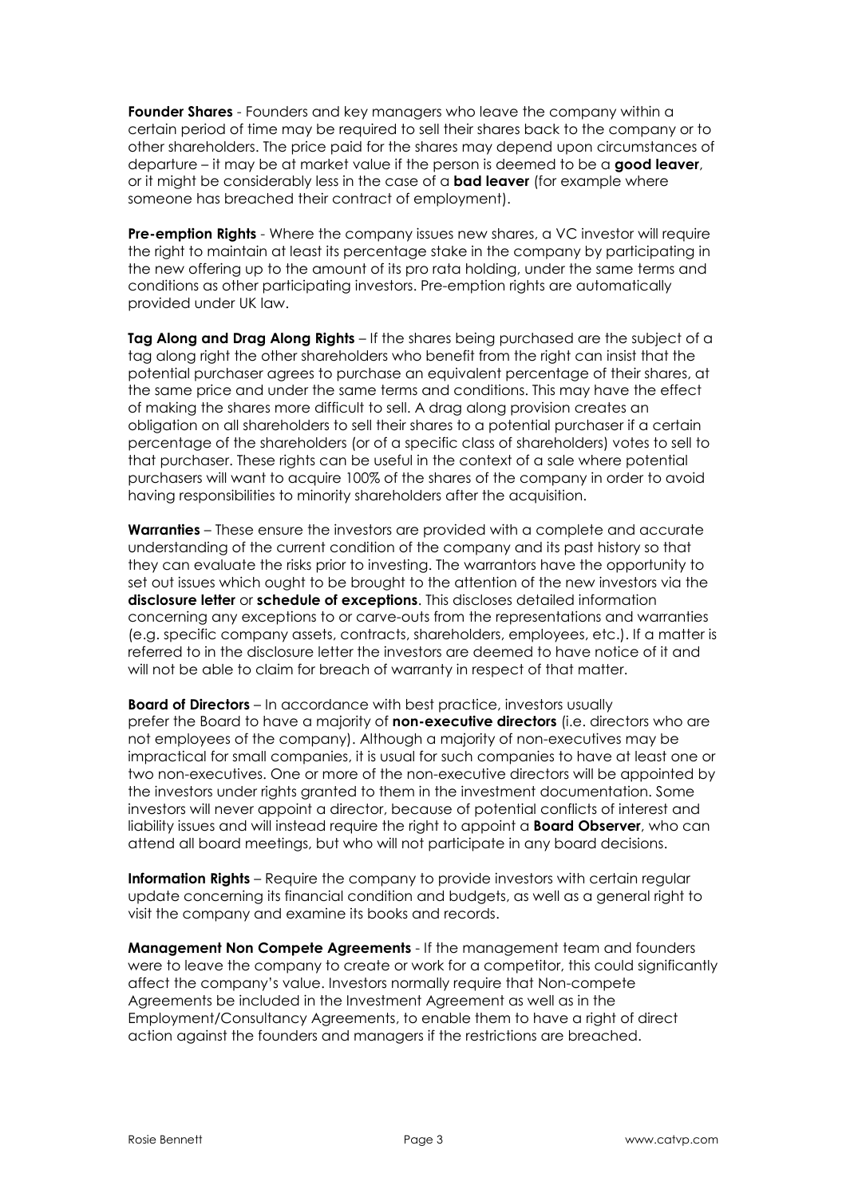**Founder Shares** - Founders and key managers who leave the company within a certain period of time may be required to sell their shares back to the company or to other shareholders. The price paid for the shares may depend upon circumstances of departure – it may be at market value if the person is deemed to be a **good leaver**, or it might be considerably less in the case of a **bad leaver** (for example where someone has breached their contract of employment).

**Pre-emption Rights** - Where the company issues new shares, a VC investor will require the right to maintain at least its percentage stake in the company by participating in the new offering up to the amount of its pro rata holding, under the same terms and conditions as other participating investors. Pre-emption rights are automatically provided under UK law.

**Tag Along and Drag Along Rights** – If the shares being purchased are the subject of a tag along right the other shareholders who benefit from the right can insist that the potential purchaser agrees to purchase an equivalent percentage of their shares, at the same price and under the same terms and conditions. This may have the effect of making the shares more difficult to sell. A drag along provision creates an obligation on all shareholders to sell their shares to a potential purchaser if a certain percentage of the shareholders (or of a specific class of shareholders) votes to sell to that purchaser. These rights can be useful in the context of a sale where potential purchasers will want to acquire 100% of the shares of the company in order to avoid having responsibilities to minority shareholders after the acquisition.

**Warranties** – These ensure the investors are provided with a complete and accurate understanding of the current condition of the company and its past history so that they can evaluate the risks prior to investing. The warrantors have the opportunity to set out issues which ought to be brought to the attention of the new investors via the **disclosure letter** or **schedule of exceptions**. This discloses detailed information concerning any exceptions to or carve-outs from the representations and warranties (e.g. specific company assets, contracts, shareholders, employees, etc.). If a matter is referred to in the disclosure letter the investors are deemed to have notice of it and will not be able to claim for breach of warranty in respect of that matter.

**Board of Directors** – In accordance with best practice, investors usually prefer the Board to have a majority of **non-executive directors** (i.e. directors who are not employees of the company). Although a majority of non-executives may be impractical for small companies, it is usual for such companies to have at least one or two non-executives. One or more of the non-executive directors will be appointed by the investors under rights granted to them in the investment documentation. Some investors will never appoint a director, because of potential conflicts of interest and liability issues and will instead require the right to appoint a **Board Observer**, who can attend all board meetings, but who will not participate in any board decisions.

**Information Rights** – Require the company to provide investors with certain regular update concerning its financial condition and budgets, as well as a general right to visit the company and examine its books and records.

**Management Non Compete Agreements** - If the management team and founders were to leave the company to create or work for a competitor, this could significantly affect the company's value. Investors normally require that Non-compete Agreements be included in the Investment Agreement as well as in the Employment/Consultancy Agreements, to enable them to have a right of direct action against the founders and managers if the restrictions are breached.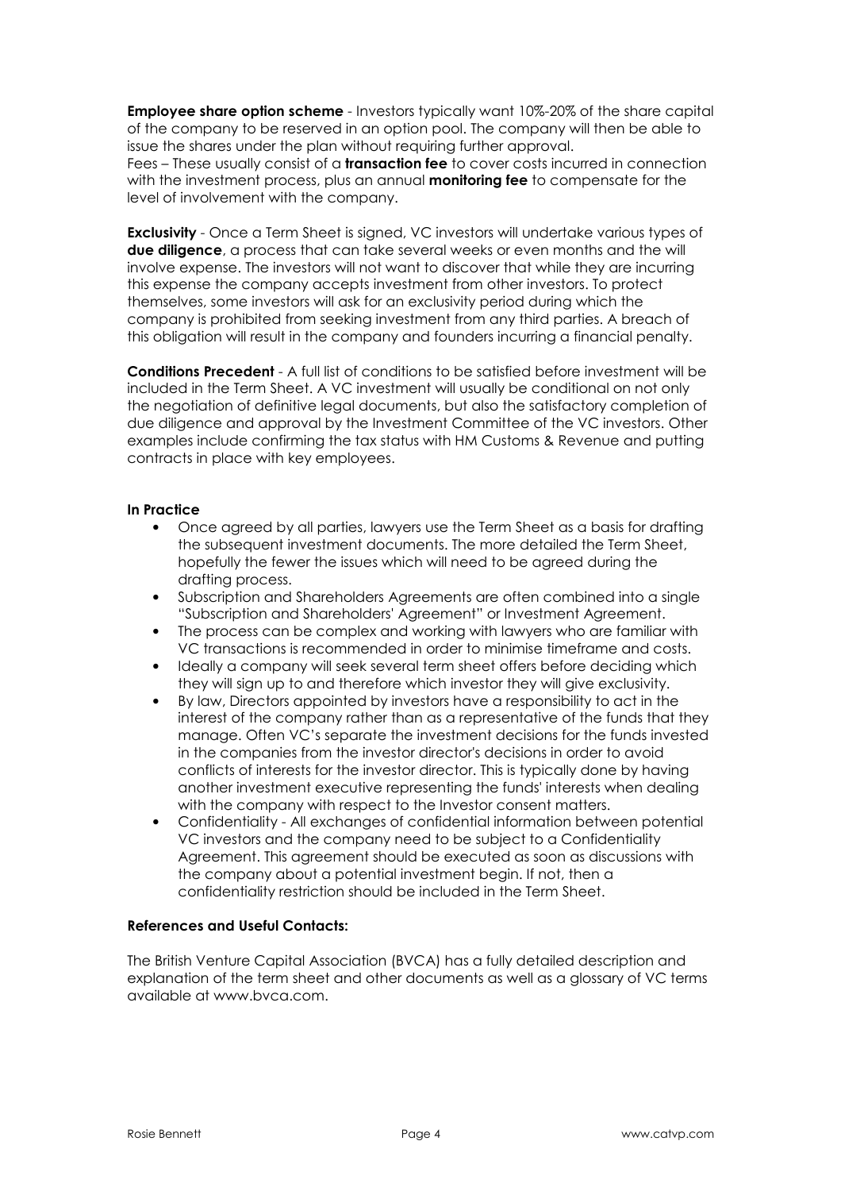**Employee share option scheme** - Investors typically want 10%-20% of the share capital of the company to be reserved in an option pool. The company will then be able to issue the shares under the plan without requiring further approval.
Fees – These usually consist of a **transaction fee** to cover costs incurred in connection with the investment process, plus an annual **monitoring fee** to compensate for the level of involvement with the company.

**Exclusivity** - Once a Term Sheet is signed, VC investors will undertake various types of **due diligence**, a process that can take several weeks or even months and the will involve expense. The investors will not want to discover that while they are incurring this expense the company accepts investment from other investors. To protect themselves, some investors will ask for an exclusivity period during which the company is prohibited from seeking investment from any third parties. A breach of this obligation will result in the company and founders incurring a financial penalty.

**Conditions Precedent** - A full list of conditions to be satisfied before investment will be included in the Term Sheet. A VC investment will usually be conditional on not only the negotiation of definitive legal documents, but also the satisfactory completion of due diligence and approval by the Investment Committee of the VC investors. Other examples include confirming the tax status with HM Customs & Revenue and putting contracts in place with key employees.

**In Practice**

- Once agreed by all parties, lawyers use the Term Sheet as a basis for drafting the subsequent investment documents. The more detailed the Term Sheet, hopefully the fewer the issues which will need to be agreed during the drafting process.
- Subscription and Shareholders Agreements are often combined into a single "Subscription and Shareholders' Agreement" or Investment Agreement.
- The process can be complex and working with lawyers who are familiar with VC transactions is recommended in order to minimise timeframe and costs.
- Ideally a company will seek several term sheet offers before deciding which they will sign up to and therefore which investor they will give exclusivity.
- By law, Directors appointed by investors have a responsibility to act in the interest of the company rather than as a representative of the funds that they manage. Often VC's separate the investment decisions for the funds invested in the companies from the investor director's decisions in order to avoid conflicts of interests for the investor director. This is typically done by having another investment executive representing the funds' interests when dealing with the company with respect to the Investor consent matters.
- Confidentiality - All exchanges of confidential information between potential VC investors and the company need to be subject to a Confidentiality Agreement. This agreement should be executed as soon as discussions with the company about a potential investment begin. If not, then a confidentiality restriction should be included in the Term Sheet.

**References and Useful Contacts:**

The British Venture Capital Association (BVCA) has a fully detailed description and explanation of the term sheet and other documents as well as a glossary of VC terms available at www.bvca.com.